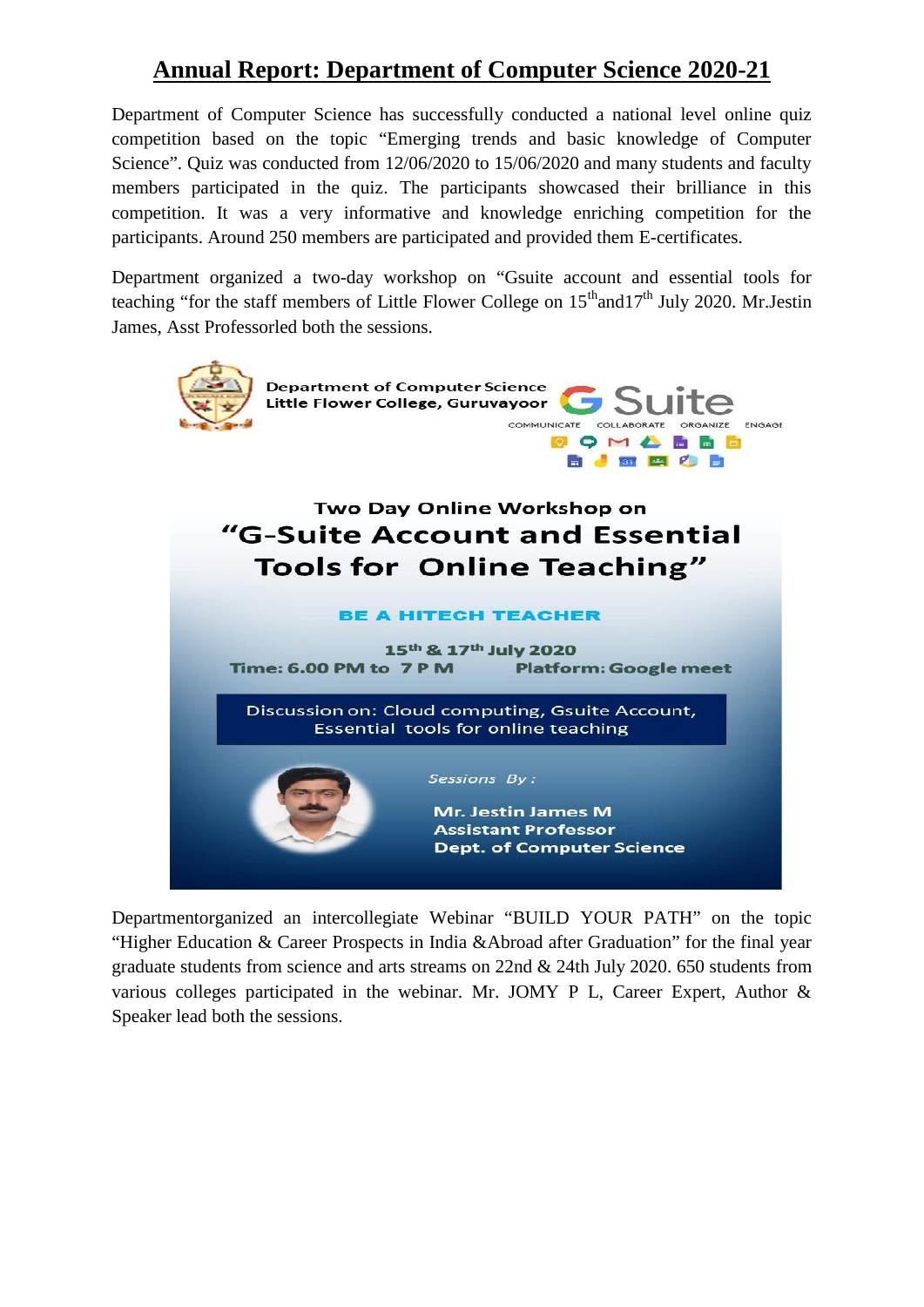# Annual Report: Department of Computer Science 2020-21

Department of Computer Science has successfully conducted a national level online quiz competition based on the topic "Emerging trends and basic knowledge of Computer Science". Quiz was conducted from 12/06/2020 to 15/06/2020 and many students and faculty members participated in the quiz. The participants showcased their brilliance in this competition. It was a very informative and knowledge enriching competition for the participants. Around 250 members are participated and provided them E-certificates.

Department organized a two-day workshop on "Gsuite account and essential tools for teaching "for the staff members of Little Flower College on 15thand17th July 2020. Mr.Jestin James, Asst Professorled both the sessions.

Department of Computer Science
Little Flower College, Guruvayoor

G Suite
COMMUNICATE COLLABORATE ORGANIZE ENGAGE

Two Day Online Workshop on
**"G-Suite Account and Essential Tools for Online Teaching"**

BE A HITECH TEACHER

15th & 17th July 2020
Time: 6.00 PM to 7 P M    Platform: Google meet

Discussion on: Cloud computing, Gsuite Account, Essential tools for online teaching

*Sessions By :*

Mr. Jestin James M
Assistant Professor
Dept. of Computer Science

Departmentorganized an intercollegiate Webinar "BUILD YOUR PATH" on the topic "Higher Education & Career Prospects in India &Abroad after Graduation" for the final year graduate students from science and arts streams on 22nd & 24th July 2020. 650 students from various colleges participated in the webinar. Mr. JOMY P L, Career Expert, Author & Speaker lead both the sessions.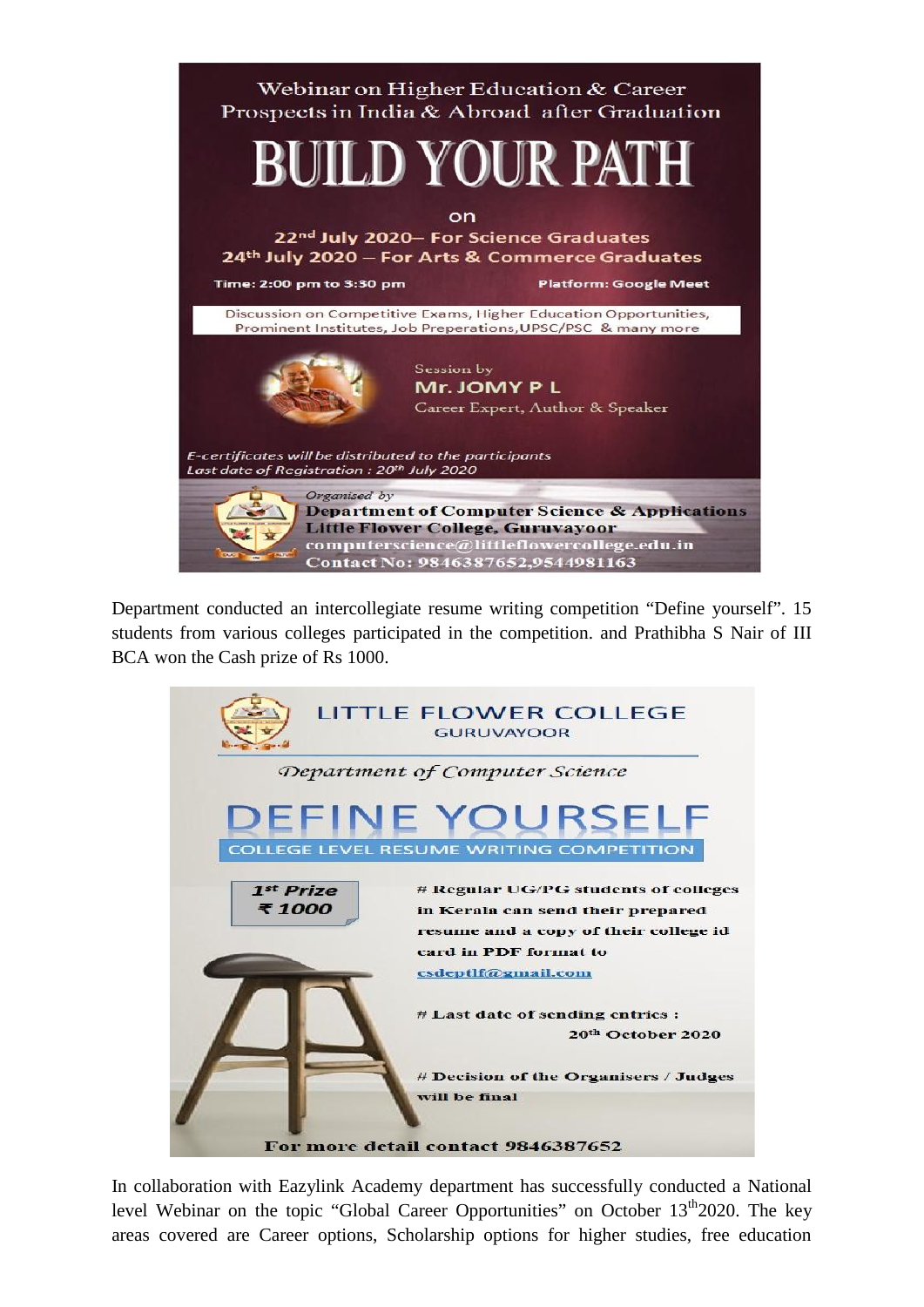Webinar on Higher Education & Career Prospects in India & Abroad after Graduation

# BUILD YOUR PATH

on

22nd July 2020– For Science Graduates
24th July 2020 – For Arts & Commerce Graduates

Time: 2:00 pm to 3:30 pm — Platform: Google Meet

Discussion on Competitive Exams, Higher Education Opportunities, Prominent Institutes, Job Preperations, UPSC/PSC & many more

Session by
**Mr. JOMY P L**
Career Expert, Author & Speaker

*E-certificates will be distributed to the participants*
*Last date of Registration : 20th July 2020*

*Organised by*
**Department of Computer Science & Applications**
**Little Flower College, Guruvayoor**
computerscience@littleflowercollege.edu.in
Contact No: 9846387652,9544981163

Department conducted an intercollegiate resume writing competition "Define yourself". 15 students from various colleges participated in the competition. and Prathibha S Nair of III BCA won the Cash prize of Rs 1000.

LITTLE FLOWER COLLEGE
GURUVAYOOR

*Department of Computer Science*

# DEFINE YOURSELF

COLLEGE LEVEL RESUME WRITING COMPETITION

**1st Prize ₹ 1000**

# Regular UG/PG students of colleges in Kerala can send their prepared resume and a copy of their college id card in PDF format to csdeptlf@gmail.com

# Last date of sending entries : 20th October 2020

# Decision of the Organisers / Judges will be final

For more detail contact 9846387652

In collaboration with Eazylink Academy department has successfully conducted a National level Webinar on the topic "Global Career Opportunities" on October 13th 2020. The key areas covered are Career options, Scholarship options for higher studies, free education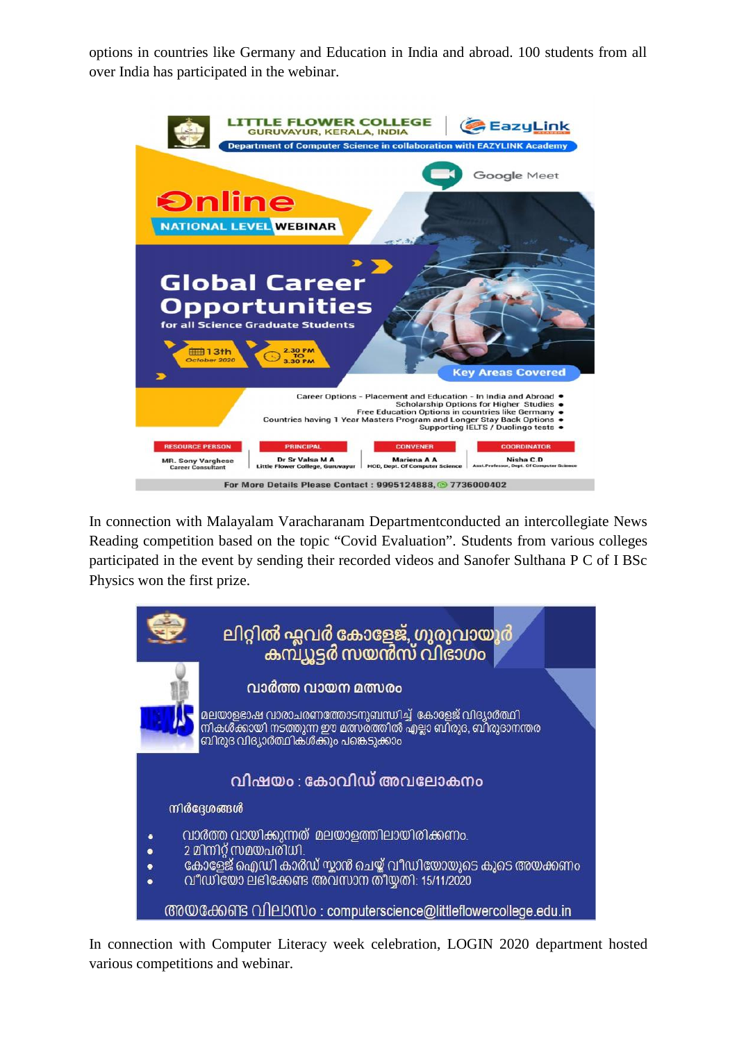options in countries like Germany and Education in India and abroad. 100 students from all over India has participated in the webinar.

LITTLE FLOWER COLLEGE
GURUVAYUR, KERALA, INDIA

EazyLink

Department of Computer Science in collaboration with EAZYLINK Academy

Google Meet

Online

NATIONAL LEVEL WEBINAR

Global Career Opportunities

for all Science Graduate Students

13th October 2020

2.30 PM TO 3.30 PM

Key Areas Covered

- Career Options - Placement and Education - In India and Abroad
- Scholarship Options for Higher Studies
- Free Education Options in countries like Germany
- Countries having 1 Year Masters Program and Longer Stay Back Options
- Supporting IELTS / Duolingo tests

| RESOURCE PERSON | PRINCIPAL | CONVENER | COORDINATOR |
|---|---|---|---|
| MR. Sony Varghese, Career Consultant | Dr Sr Valsa M A, Little Flower College, Guruvayur | Mariena A A, HOD, Dept. Of Computer Science | Nisha C D, Asst.Professor, Dept. Of Computer Science |

For More Details Please Contact : 9995124888, 7736000402

In connection with Malayalam Varacharanam Departmentconducted an intercollegiate News Reading competition based on the topic “Covid Evaluation”. Students from various colleges participated in the event by sending their recorded videos and Sanofer Sulthana P C of I BSc Physics won the first prize.

ലിറ്റിൽ ഫ്ലവർ കോളേജ്, ഗുരുവായൂർ
കമ്പ്യൂട്ടർ സയൻസ് വിഭാഗം

വാർത്ത വായന മത്സരം

മലയാളഭാഷ വാരാചരണത്തോടനുബന്ധിച്ച് കോളേജ് വിദ്യാർത്ഥി നികൾക്കായി നടത്തുന്ന ഈ മത്സരത്തിൽ എല്ലാ ബിരുദ, ബിരുദാനന്തര ബിരുദ വിദ്യാർത്ഥികൾക്കും പങ്കെടുക്കാം

വിഷയം : കോവിഡ് അവലോകനം

നിർദ്ദേശങ്ങൾ

- വാർത്ത വായിക്കുന്നത് മലയാളത്തിലായിരിക്കണം.
- 2 മിനിറ്റ് സമയപരിധി.
- കോളേജ് ഐഡി കാർഡ് സ്കാൻ ചെയ്ത് വീഡിയോയുടെ കൂടെ അയക്കണം
- വീഡിയോ ലഭിക്കേണ്ട അവസാന തീയ്യതി: 15/11/2020

അയക്കേണ്ട വിലാസം : computerscience@littleflowercollege.edu.in

In connection with Computer Literacy week celebration, LOGIN 2020 department hosted various competitions and webinar.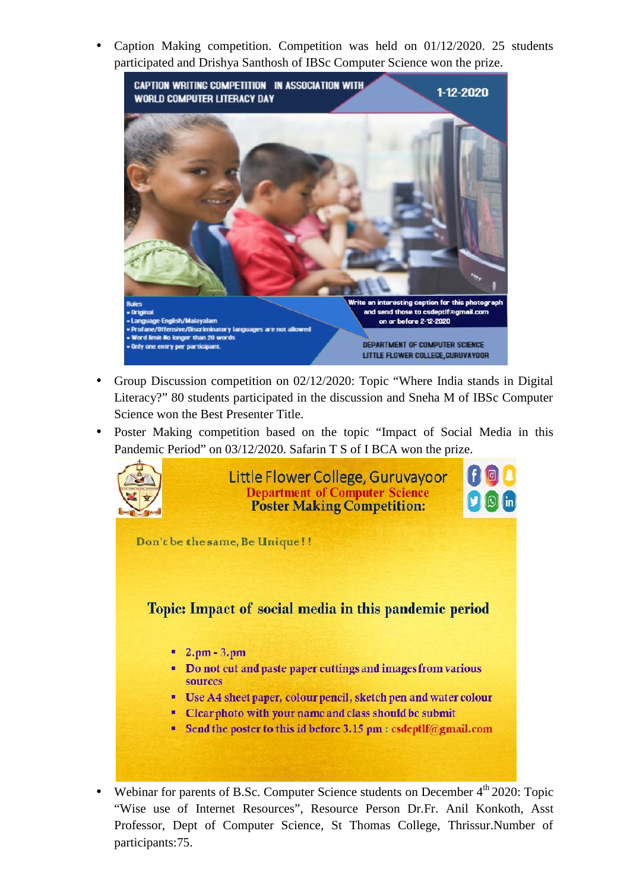- Caption Making competition. Competition was held on 01/12/2020. 25 students participated and Drishya Santhosh of IBSc Computer Science won the prize.

CAPTION WRITING COMPETITION IN ASSOCIATION WITH WORLD COMPUTER LITERACY DAY

1-12-2020

Rules
- Original
- Language-English/Malayalam
- Profane/Offensive/Discriminatory languages are not allowed
- Word limit-No longer than 20 words
- Only one entry per participant.

Write an interesting caption for this photograph and send those to csdeptlf@gmail.com on or before 2-12-2020

DEPARTMENT OF COMPUTER SCIENCE
LITTLE FLOWER COLLEGE,GURUVAYOOR

- Group Discussion competition on 02/12/2020: Topic "Where India stands in Digital Literacy?" 80 students participated in the discussion and Sneha M of IBSc Computer Science won the Best Presenter Title.
- Poster Making competition based on the topic "Impact of Social Media in this Pandemic Period" on 03/12/2020. Safarin T S of I BCA won the prize.

Little Flower College, Guruvayoor
Department of Computer Science
Poster Making Competition:

Don't be the same, Be Unique!!

Topic: Impact of social media in this pandemic period

- 2.pm - 3.pm
- Do not cut and paste paper cuttings and images from various sources
- Use A4 sheet paper, colour pencil, sketch pen and water colour
- Clear photo with your name and class should be submit
- Send the poster to this id before 3.15 pm : csdeptlf@gmail.com

- Webinar for parents of B.Sc. Computer Science students on December 4th 2020: Topic "Wise use of Internet Resources", Resource Person Dr.Fr. Anil Konkoth, Asst Professor, Dept of Computer Science, St Thomas College, Thrissur.Number of participants:75.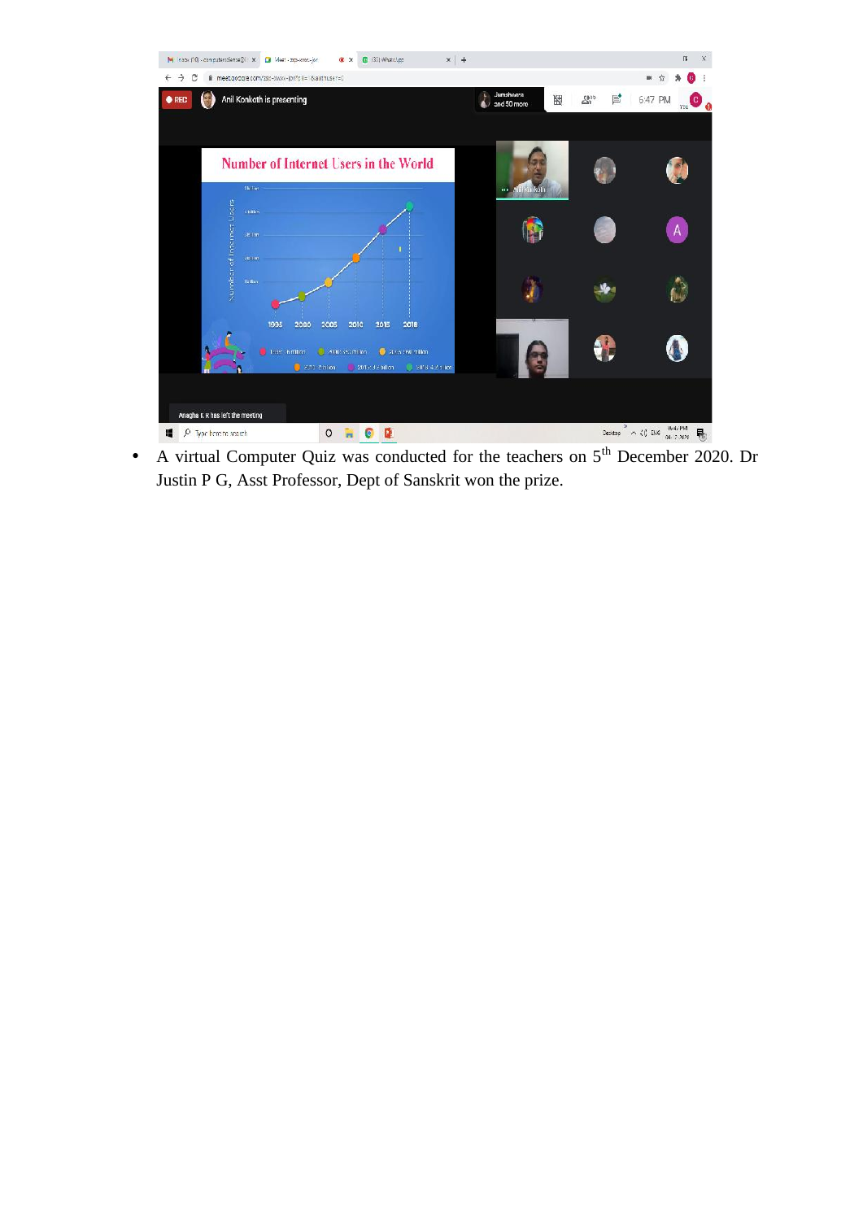- A virtual Computer Quiz was conducted for the teachers on 5th December 2020. Dr Justin P G, Asst Professor, Dept of Sanskrit won the prize.